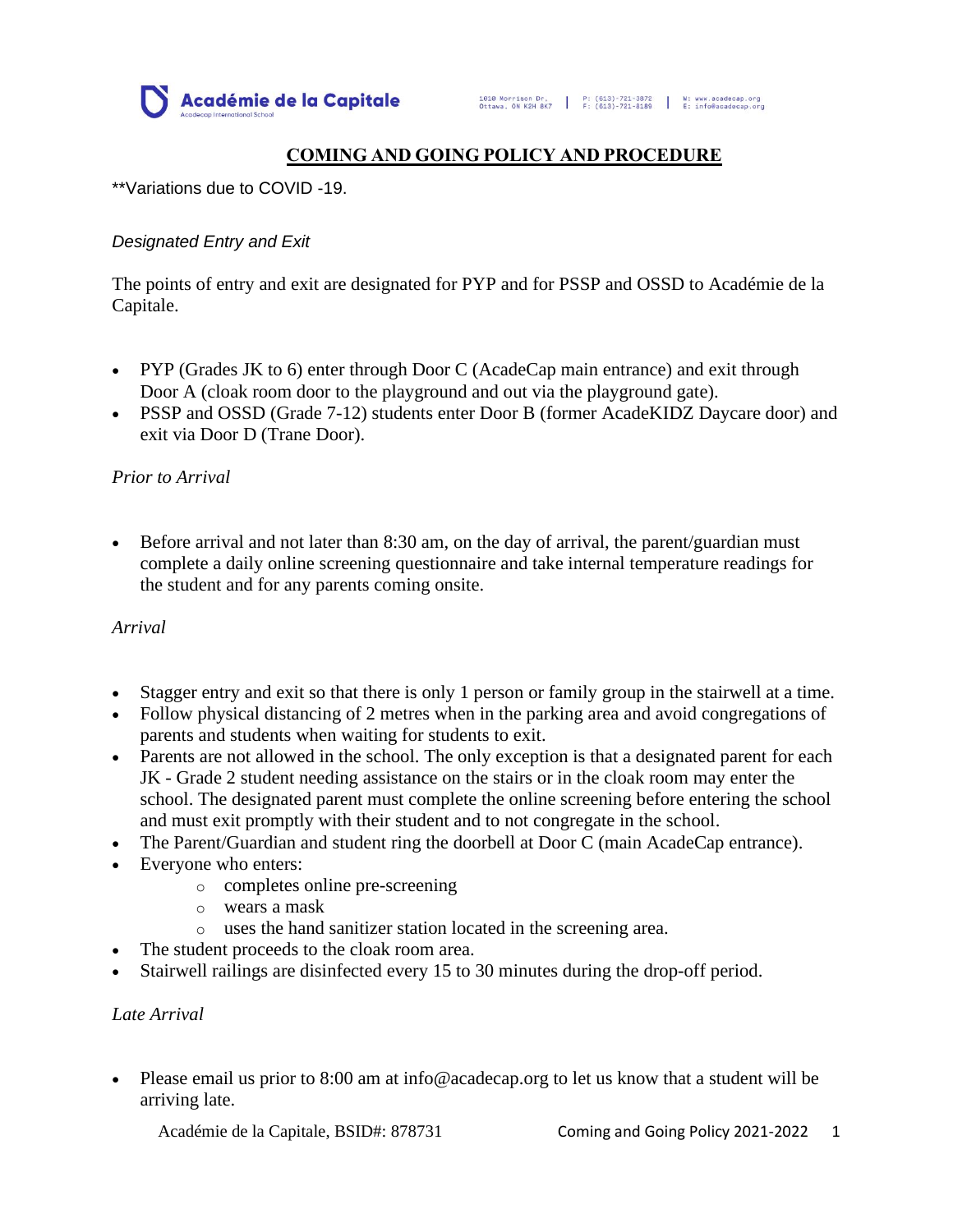# COMING AND GOING POLICY AND PROCEDURE

**Variations due to COVID -19.

*Designated Entry and Exit*

The points of entry and exit are designated for PYP and for PSSP and OSSD to Académie de la Capitale.

- PYP (Grades JK to 6) enter through Door C (AcadeCap main entrance) and exit through Door A (cloak room door to the playground and out via the playground gate).
- PSSP and OSSD (Grade 7-12) students enter Door B (former AcadeKIDZ Daycare door) and exit via Door D (Trane Door).

*Prior to Arrival*

- Before arrival and not later than 8:30 am, on the day of arrival, the parent/guardian must complete a daily online screening questionnaire and take internal temperature readings for the student and for any parents coming onsite.

*Arrival*

- Stagger entry and exit so that there is only 1 person or family group in the stairwell at a time.
- Follow physical distancing of 2 metres when in the parking area and avoid congregations of parents and students when waiting for students to exit.
- Parents are not allowed in the school. The only exception is that a designated parent for each JK - Grade 2 student needing assistance on the stairs or in the cloak room may enter the school. The designated parent must complete the online screening before entering the school and must exit promptly with their student and to not congregate in the school.
- The Parent/Guardian and student ring the doorbell at Door C (main AcadeCap entrance).
- Everyone who enters:
  - completes online pre-screening
  - wears a mask
  - uses the hand sanitizer station located in the screening area.
- The student proceeds to the cloak room area.
- Stairwell railings are disinfected every 15 to 30 minutes during the drop-off period.

*Late Arrival*

- Please email us prior to 8:00 am at info@acadecap.org to let us know that a student will be arriving late.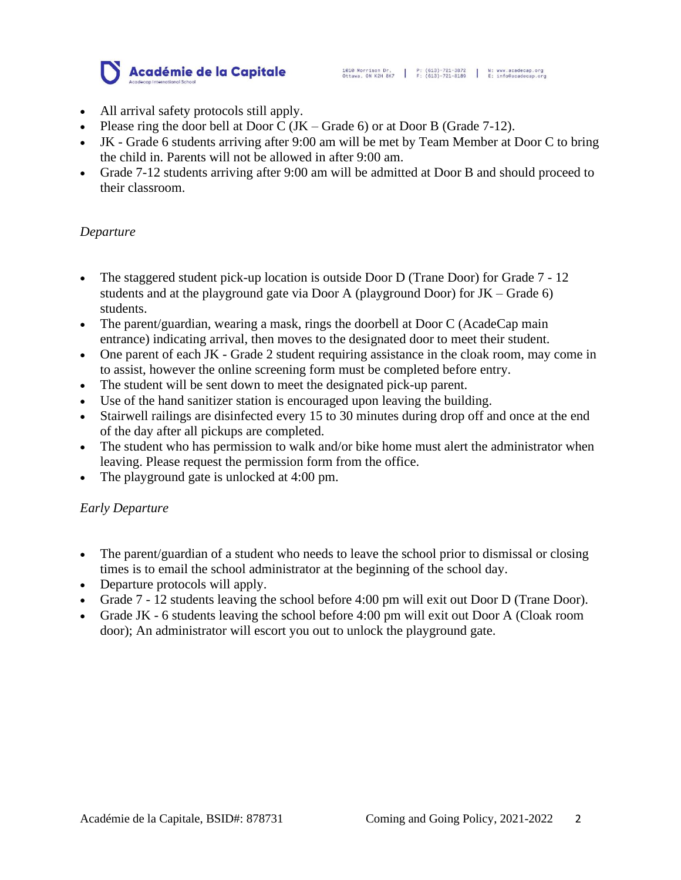- All arrival safety protocols still apply.
- Please ring the door bell at Door C (JK – Grade 6) or at Door B (Grade 7-12).
- JK - Grade 6 students arriving after 9:00 am will be met by Team Member at Door C to bring the child in. Parents will not be allowed in after 9:00 am.
- Grade 7-12 students arriving after 9:00 am will be admitted at Door B and should proceed to their classroom.

*Departure*

- The staggered student pick-up location is outside Door D (Trane Door) for Grade 7 - 12 students and at the playground gate via Door A (playground Door) for JK – Grade 6) students.
- The parent/guardian, wearing a mask, rings the doorbell at Door C (AcadeCap main entrance) indicating arrival, then moves to the designated door to meet their student.
- One parent of each JK - Grade 2 student requiring assistance in the cloak room, may come in to assist, however the online screening form must be completed before entry.
- The student will be sent down to meet the designated pick-up parent.
- Use of the hand sanitizer station is encouraged upon leaving the building.
- Stairwell railings are disinfected every 15 to 30 minutes during drop off and once at the end of the day after all pickups are completed.
- The student who has permission to walk and/or bike home must alert the administrator when leaving. Please request the permission form from the office.
- The playground gate is unlocked at 4:00 pm.

*Early Departure*

- The parent/guardian of a student who needs to leave the school prior to dismissal or closing times is to email the school administrator at the beginning of the school day.
- Departure protocols will apply.
- Grade 7 - 12 students leaving the school before 4:00 pm will exit out Door D (Trane Door).
- Grade JK - 6 students leaving the school before 4:00 pm will exit out Door A (Cloak room door); An administrator will escort you out to unlock the playground gate.